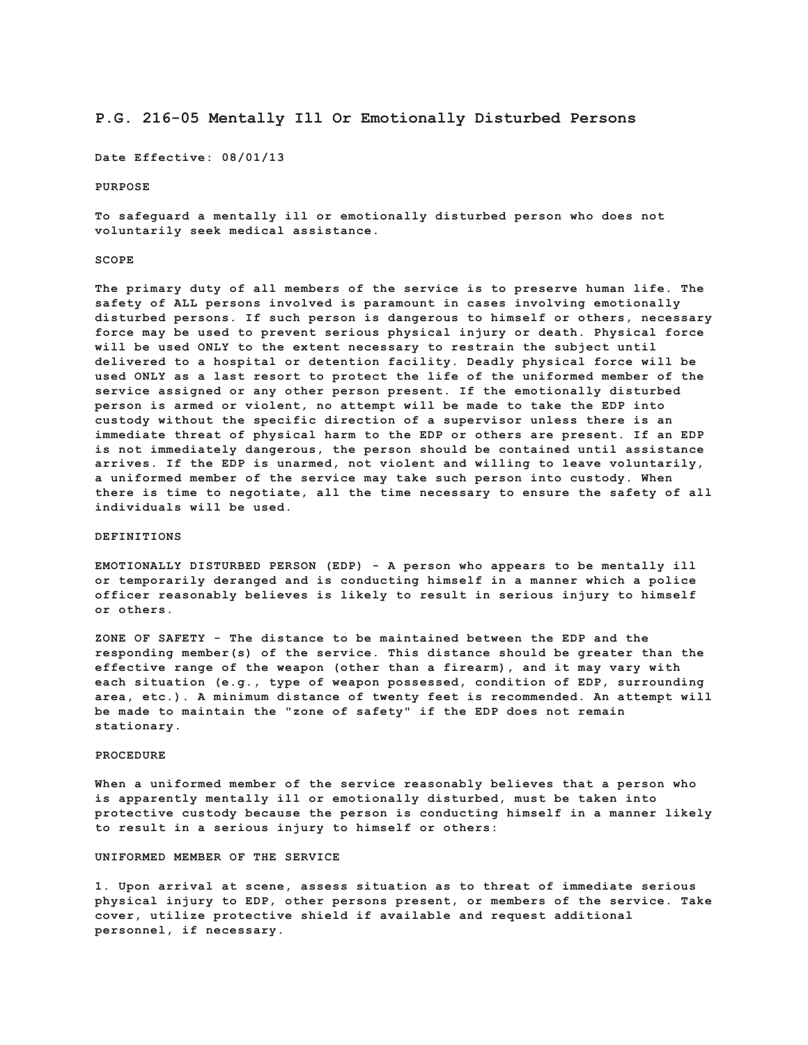# P.G. 216-05 Mentally Ill Or Emotionally Disturbed Persons

**Date Effective: 08/01/13**

## PURPOSE

To safeguard a mentally ill or emotionally disturbed person who does not voluntarily seek medical assistance.

## SCOPE

The primary duty of all members of the service is to preserve human life. The safety of ALL persons involved is paramount in cases involving emotionally disturbed persons. If such person is dangerous to himself or others, necessary force may be used to prevent serious physical injury or death. Physical force will be used ONLY to the extent necessary to restrain the subject until delivered to a hospital or detention facility. Deadly physical force will be used ONLY as a last resort to protect the life of the uniformed member of the service assigned or any other person present. If the emotionally disturbed person is armed or violent, no attempt will be made to take the EDP into custody without the specific direction of a supervisor unless there is an immediate threat of physical harm to the EDP or others are present. If an EDP is not immediately dangerous, the person should be contained until assistance arrives. If the EDP is unarmed, not violent and willing to leave voluntarily, a uniformed member of the service may take such person into custody. When there is time to negotiate, all the time necessary to ensure the safety of all individuals will be used.

## DEFINITIONS

EMOTIONALLY DISTURBED PERSON (EDP) - A person who appears to be mentally ill or temporarily deranged and is conducting himself in a manner which a police officer reasonably believes is likely to result in serious injury to himself or others.

ZONE OF SAFETY - The distance to be maintained between the EDP and the responding member(s) of the service. This distance should be greater than the effective range of the weapon (other than a firearm), and it may vary with each situation (e.g., type of weapon possessed, condition of EDP, surrounding area, etc.). A minimum distance of twenty feet is recommended. An attempt will be made to maintain the "zone of safety" if the EDP does not remain stationary.

## PROCEDURE

When a uniformed member of the service reasonably believes that a person who is apparently mentally ill or emotionally disturbed, must be taken into protective custody because the person is conducting himself in a manner likely to result in a serious injury to himself or others:

### UNIFORMED MEMBER OF THE SERVICE

1. Upon arrival at scene, assess situation as to threat of immediate serious physical injury to EDP, other persons present, or members of the service. Take cover, utilize protective shield if available and request additional personnel, if necessary.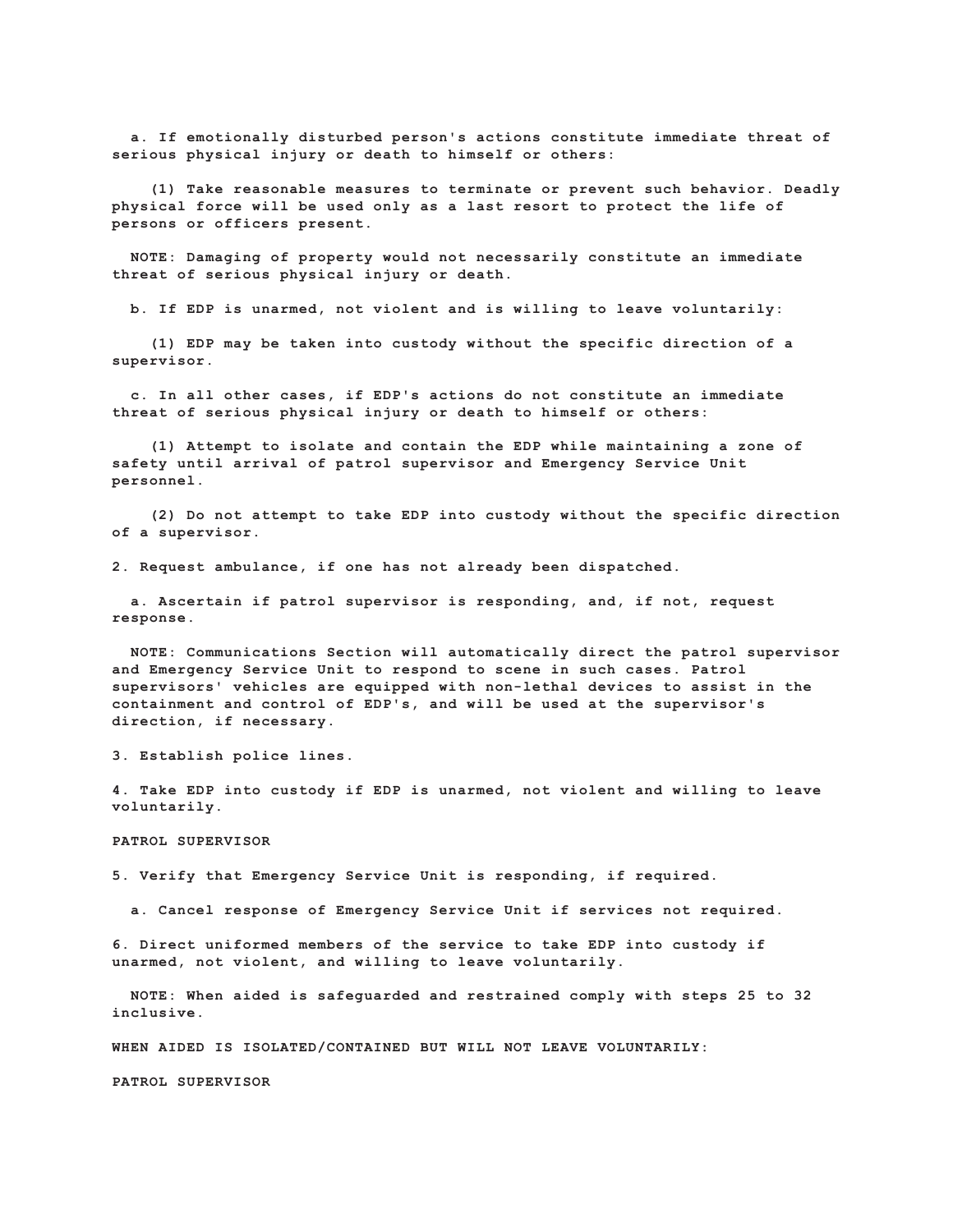a. If emotionally disturbed person's actions constitute immediate threat of serious physical injury or death to himself or others:

(1) Take reasonable measures to terminate or prevent such behavior. Deadly physical force will be used only as a last resort to protect the life of persons or officers present.

NOTE: Damaging of property would not necessarily constitute an immediate threat of serious physical injury or death.

b. If EDP is unarmed, not violent and is willing to leave voluntarily:

(1) EDP may be taken into custody without the specific direction of a supervisor.

c. In all other cases, if EDP's actions do not constitute an immediate threat of serious physical injury or death to himself or others:

(1) Attempt to isolate and contain the EDP while maintaining a zone of safety until arrival of patrol supervisor and Emergency Service Unit personnel.

(2) Do not attempt to take EDP into custody without the specific direction of a supervisor.

2. Request ambulance, if one has not already been dispatched.

a. Ascertain if patrol supervisor is responding, and, if not, request response.

NOTE: Communications Section will automatically direct the patrol supervisor and Emergency Service Unit to respond to scene in such cases. Patrol supervisors' vehicles are equipped with non-lethal devices to assist in the containment and control of EDP's, and will be used at the supervisor's direction, if necessary.

3. Establish police lines.

4. Take EDP into custody if EDP is unarmed, not violent and willing to leave voluntarily.

PATROL SUPERVISOR

5. Verify that Emergency Service Unit is responding, if required.

a. Cancel response of Emergency Service Unit if services not required.

6. Direct uniformed members of the service to take EDP into custody if unarmed, not violent, and willing to leave voluntarily.

NOTE: When aided is safeguarded and restrained comply with steps 25 to 32 inclusive.

WHEN AIDED IS ISOLATED/CONTAINED BUT WILL NOT LEAVE VOLUNTARILY:

PATROL SUPERVISOR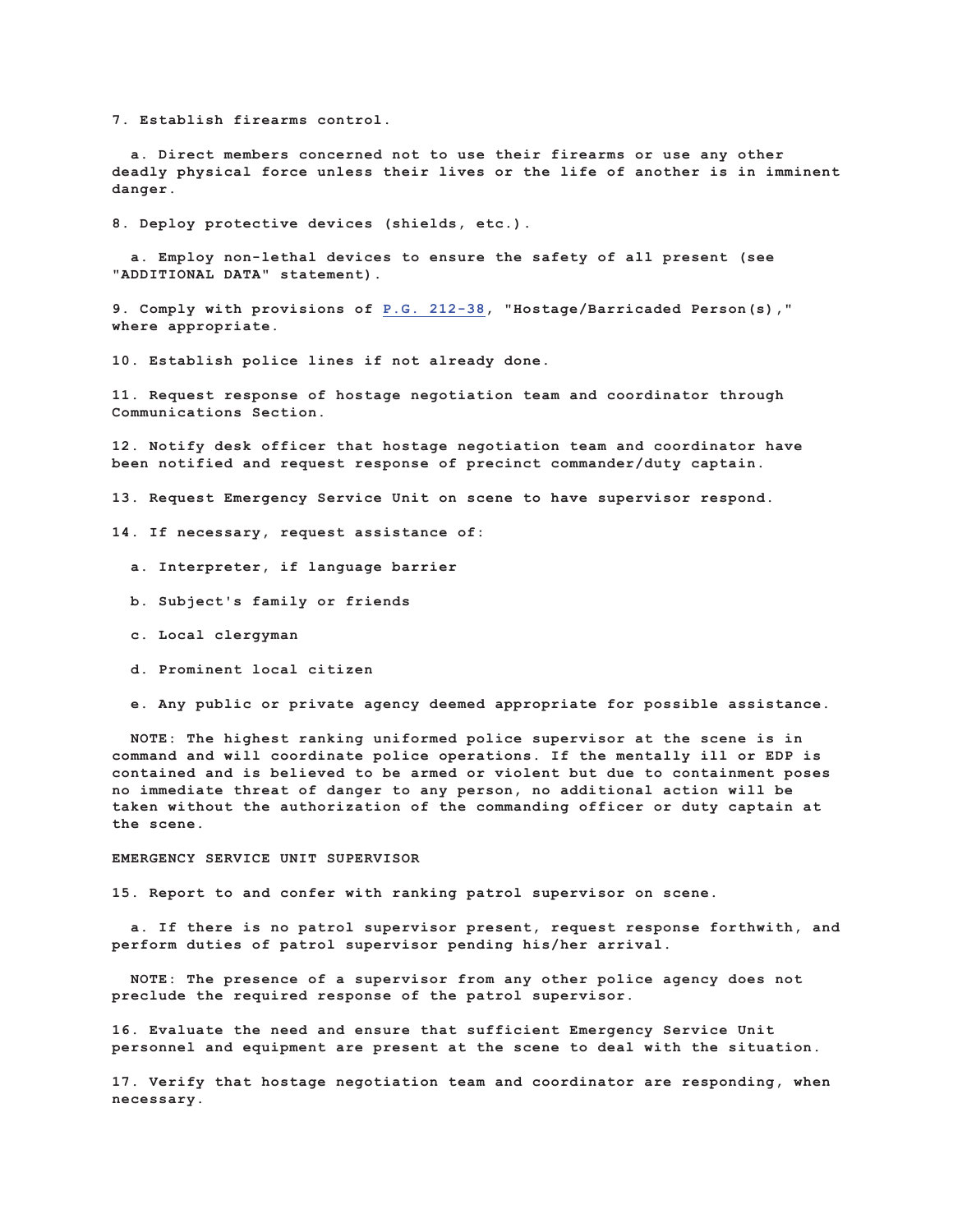7. Establish firearms control.

   a. Direct members concerned not to use their firearms or use any other deadly physical force unless their lives or the life of another is in imminent danger.

8. Deploy protective devices (shields, etc.).

   a. Employ non-lethal devices to ensure the safety of all present (see "ADDITIONAL DATA" statement).

9. Comply with provisions of P.G. 212-38, "Hostage/Barricaded Person(s)," where appropriate.

10. Establish police lines if not already done.

11. Request response of hostage negotiation team and coordinator through Communications Section.

12. Notify desk officer that hostage negotiation team and coordinator have been notified and request response of precinct commander/duty captain.

13. Request Emergency Service Unit on scene to have supervisor respond.

14. If necessary, request assistance of:

   a. Interpreter, if language barrier

   b. Subject's family or friends

   c. Local clergyman

   d. Prominent local citizen

   e. Any public or private agency deemed appropriate for possible assistance.

NOTE: The highest ranking uniformed police supervisor at the scene is in command and will coordinate police operations. If the mentally ill or EDP is contained and is believed to be armed or violent but due to containment poses no immediate threat of danger to any person, no additional action will be taken without the authorization of the commanding officer or duty captain at the scene.

EMERGENCY SERVICE UNIT SUPERVISOR

15. Report to and confer with ranking patrol supervisor on scene.

   a. If there is no patrol supervisor present, request response forthwith, and perform duties of patrol supervisor pending his/her arrival.

NOTE: The presence of a supervisor from any other police agency does not preclude the required response of the patrol supervisor.

16. Evaluate the need and ensure that sufficient Emergency Service Unit personnel and equipment are present at the scene to deal with the situation.

17. Verify that hostage negotiation team and coordinator are responding, when necessary.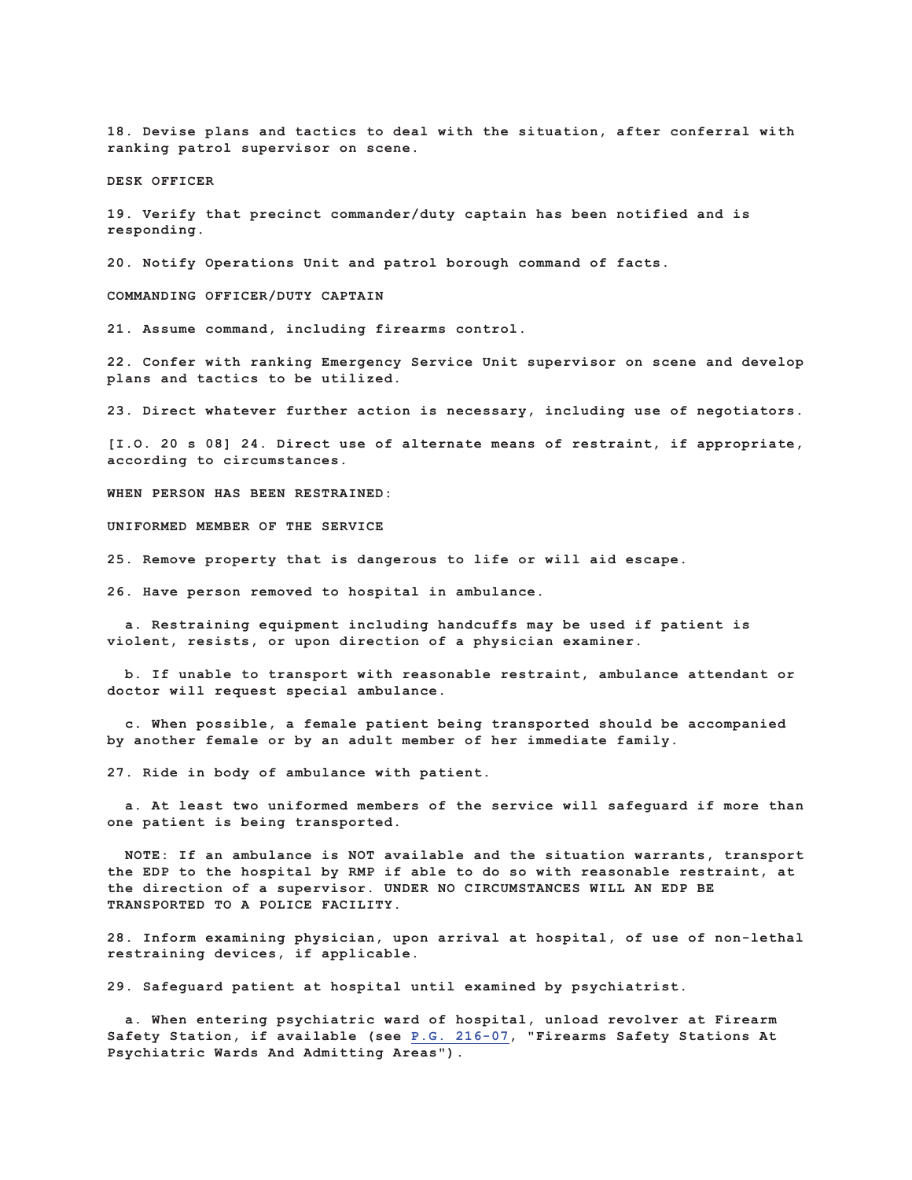18. Devise plans and tactics to deal with the situation, after conferral with ranking patrol supervisor on scene.

DESK OFFICER

19. Verify that precinct commander/duty captain has been notified and is responding.

20. Notify Operations Unit and patrol borough command of facts.

COMMANDING OFFICER/DUTY CAPTAIN

21. Assume command, including firearms control.

22. Confer with ranking Emergency Service Unit supervisor on scene and develop plans and tactics to be utilized.

23. Direct whatever further action is necessary, including use of negotiators.

[I.O. 20 s 08] 24. Direct use of alternate means of restraint, if appropriate, according to circumstances.

WHEN PERSON HAS BEEN RESTRAINED:

UNIFORMED MEMBER OF THE SERVICE

25. Remove property that is dangerous to life or will aid escape.

26. Have person removed to hospital in ambulance.

a. Restraining equipment including handcuffs may be used if patient is violent, resists, or upon direction of a physician examiner.

b. If unable to transport with reasonable restraint, ambulance attendant or doctor will request special ambulance.

c. When possible, a female patient being transported should be accompanied by another female or by an adult member of her immediate family.

27. Ride in body of ambulance with patient.

a. At least two uniformed members of the service will safeguard if more than one patient is being transported.

NOTE: If an ambulance is NOT available and the situation warrants, transport the EDP to the hospital by RMP if able to do so with reasonable restraint, at the direction of a supervisor. UNDER NO CIRCUMSTANCES WILL AN EDP BE TRANSPORTED TO A POLICE FACILITY.

28. Inform examining physician, upon arrival at hospital, of use of non-lethal restraining devices, if applicable.

29. Safeguard patient at hospital until examined by psychiatrist.

a. When entering psychiatric ward of hospital, unload revolver at Firearm Safety Station, if available (see P.G. 216-07, "Firearms Safety Stations At Psychiatric Wards And Admitting Areas").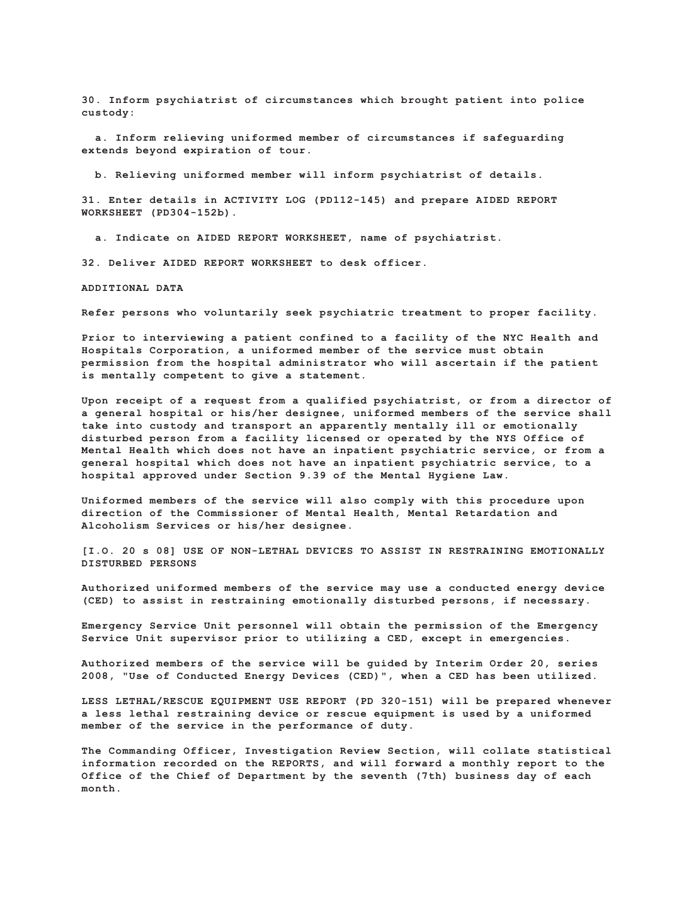30. Inform psychiatrist of circumstances which brought patient into police custody:

   a. Inform relieving uniformed member of circumstances if safeguarding extends beyond expiration of tour.

   b. Relieving uniformed member will inform psychiatrist of details.

31. Enter details in ACTIVITY LOG (PD112-145) and prepare AIDED REPORT WORKSHEET (PD304-152b).

   a. Indicate on AIDED REPORT WORKSHEET, name of psychiatrist.

32. Deliver AIDED REPORT WORKSHEET to desk officer.

**ADDITIONAL DATA**

Refer persons who voluntarily seek psychiatric treatment to proper facility.

Prior to interviewing a patient confined to a facility of the NYC Health and Hospitals Corporation, a uniformed member of the service must obtain permission from the hospital administrator who will ascertain if the patient is mentally competent to give a statement.

Upon receipt of a request from a qualified psychiatrist, or from a director of a general hospital or his/her designee, uniformed members of the service shall take into custody and transport an apparently mentally ill or emotionally disturbed person from a facility licensed or operated by the NYS Office of Mental Health which does not have an inpatient psychiatric service, or from a general hospital which does not have an inpatient psychiatric service, to a hospital approved under Section 9.39 of the Mental Hygiene Law.

Uniformed members of the service will also comply with this procedure upon direction of the Commissioner of Mental Health, Mental Retardation and Alcoholism Services or his/her designee.

**[I.O. 20 s 08] USE OF NON-LETHAL DEVICES TO ASSIST IN RESTRAINING EMOTIONALLY DISTURBED PERSONS**

Authorized uniformed members of the service may use a conducted energy device (CED) to assist in restraining emotionally disturbed persons, if necessary.

Emergency Service Unit personnel will obtain the permission of the Emergency Service Unit supervisor prior to utilizing a CED, except in emergencies.

Authorized members of the service will be guided by Interim Order 20, series 2008, "Use of Conducted Energy Devices (CED)", when a CED has been utilized.

LESS LETHAL/RESCUE EQUIPMENT USE REPORT (PD 320-151) will be prepared whenever a less lethal restraining device or rescue equipment is used by a uniformed member of the service in the performance of duty.

The Commanding Officer, Investigation Review Section, will collate statistical information recorded on the REPORTS, and will forward a monthly report to the Office of the Chief of Department by the seventh (7th) business day of each month.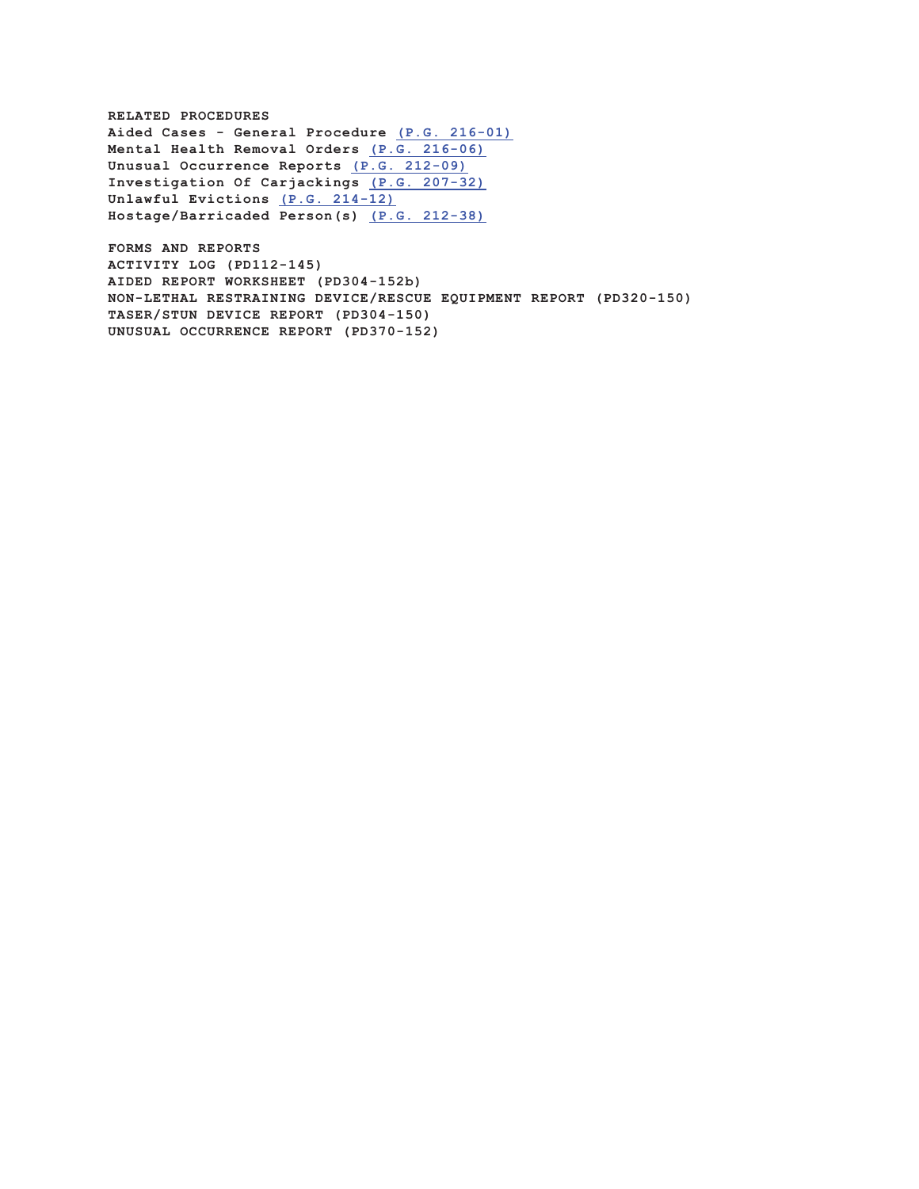**RELATED PROCEDURES**

**Aided Cases - General Procedure (P.G. 216-01)**
**Mental Health Removal Orders (P.G. 216-06)**
**Unusual Occurrence Reports (P.G. 212-09)**
**Investigation Of Carjackings (P.G. 207-32)**
**Unlawful Evictions (P.G. 214-12)**
**Hostage/Barricaded Person(s) (P.G. 212-38)**

**FORMS AND REPORTS**

**ACTIVITY LOG (PD112-145)**
**AIDED REPORT WORKSHEET (PD304-152b)**
**NON-LETHAL RESTRAINING DEVICE/RESCUE EQUIPMENT REPORT (PD320-150)**
**TASER/STUN DEVICE REPORT (PD304-150)**
**UNUSUAL OCCURRENCE REPORT (PD370-152)**